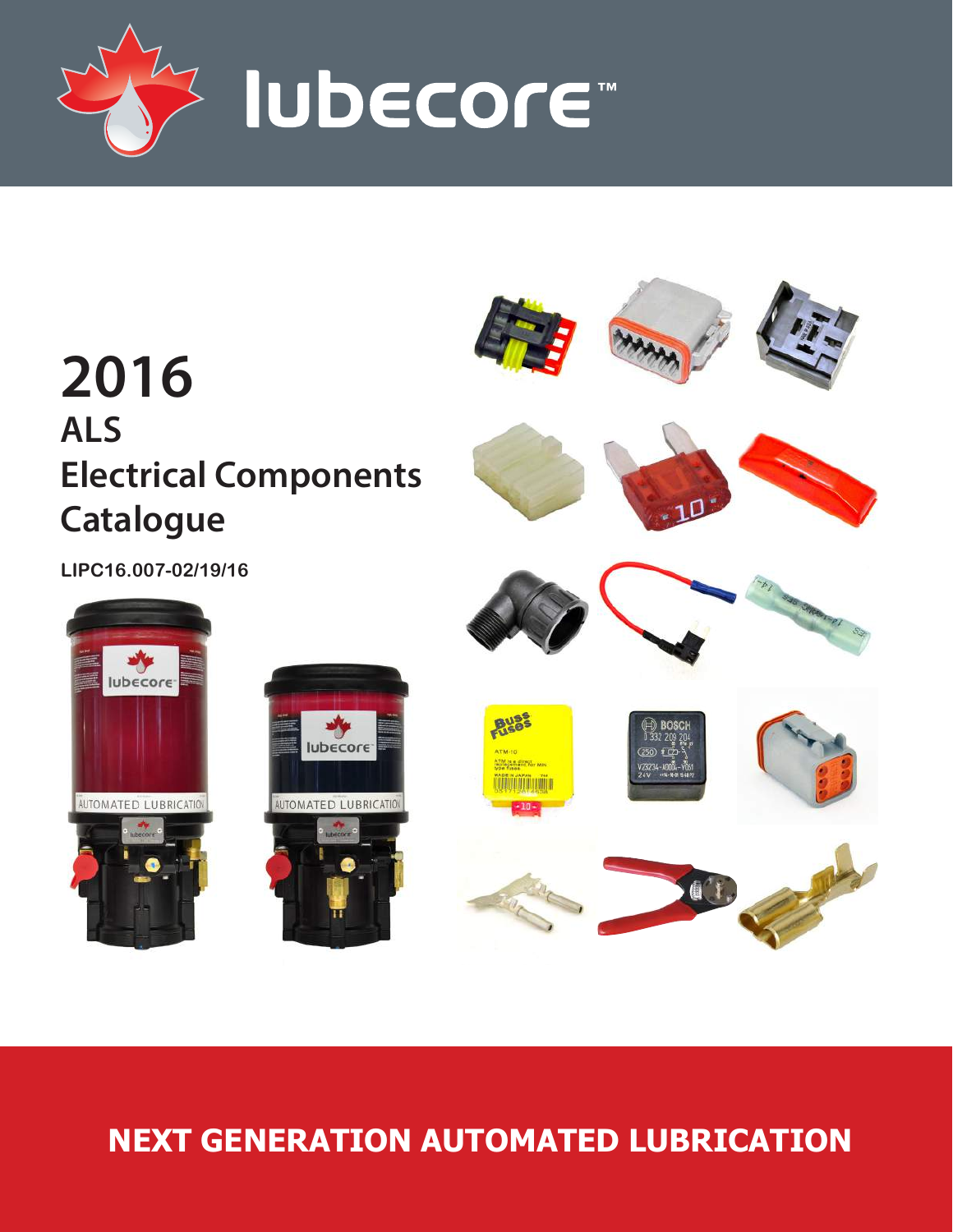lubecore™

# 2016
## ALS
## Electrical Components
## Catalogue

**LIPC16.007-02/19/16**

**NEXT GENERATION AUTOMATED LUBRICATION**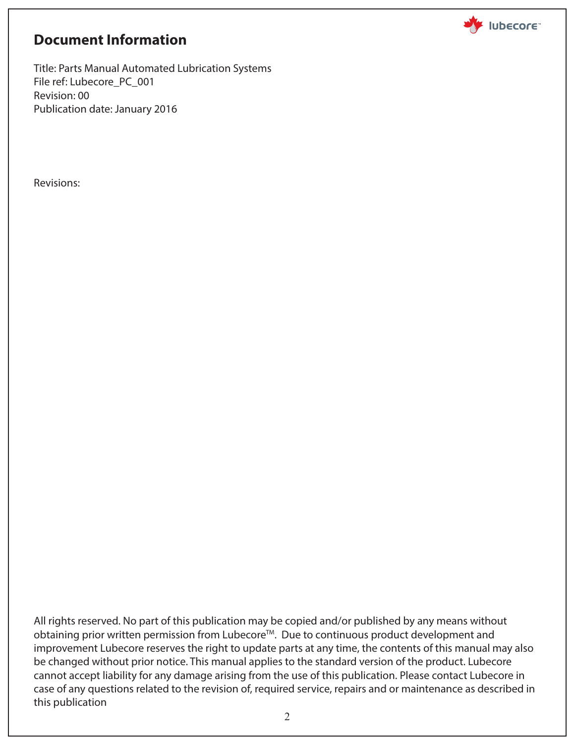# Document Information

Title: Parts Manual Automated Lubrication Systems
File ref: Lubecore_PC_001
Revision: 00
Publication date: January 2016

Revisions:

All rights reserved. No part of this publication may be copied and/or published by any means without obtaining prior written permission from Lubecore$^{TM}$. Due to continuous product development and improvement Lubecore reserves the right to update parts at any time, the contents of this manual may also be changed without prior notice. This manual applies to the standard version of the product. Lubecore cannot accept liability for any damage arising from the use of this publication. Please contact Lubecore in case of any questions related to the revision of, required service, repairs and or maintenance as described in this publication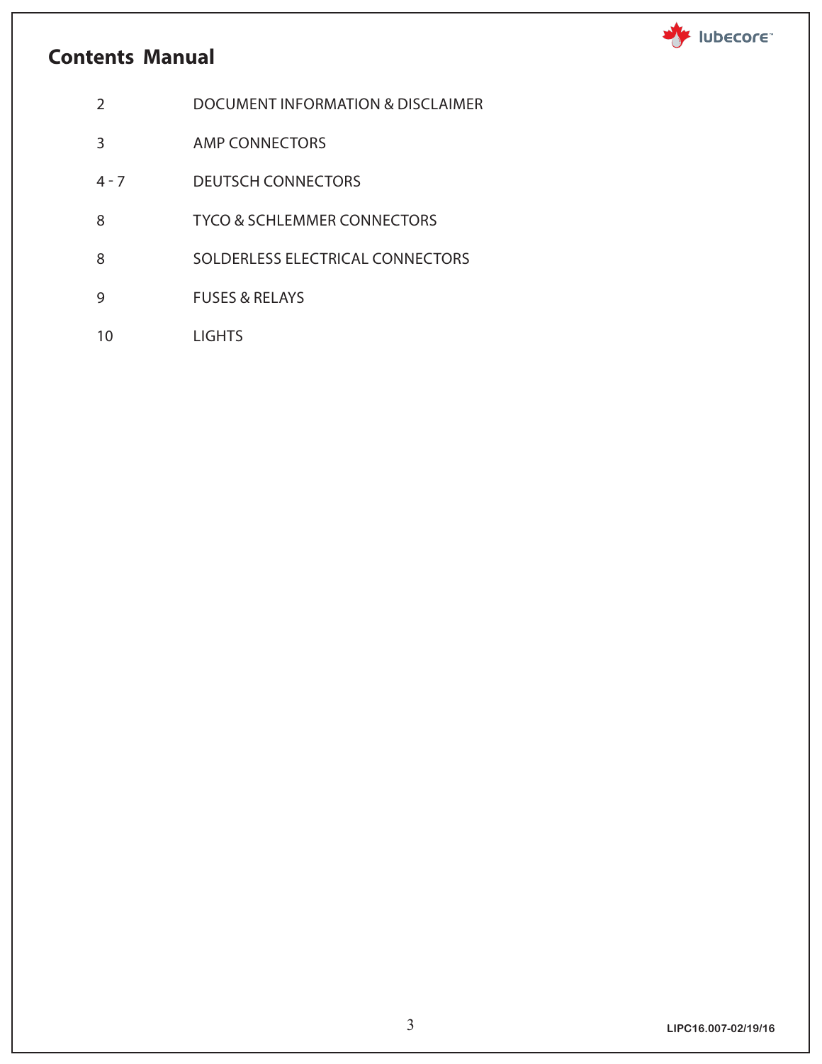# Contents Manual

| | |
|---|---|
| 2 | DOCUMENT INFORMATION & DISCLAIMER |
| 3 | AMP CONNECTORS |
| 4 - 7 | DEUTSCH CONNECTORS |
| 8 | TYCO & SCHLEMMER CONNECTORS |
| 8 | SOLDERLESS ELECTRICAL CONNECTORS |
| 9 | FUSES & RELAYS |
| 10 | LIGHTS |

LIPC16.007-02/19/16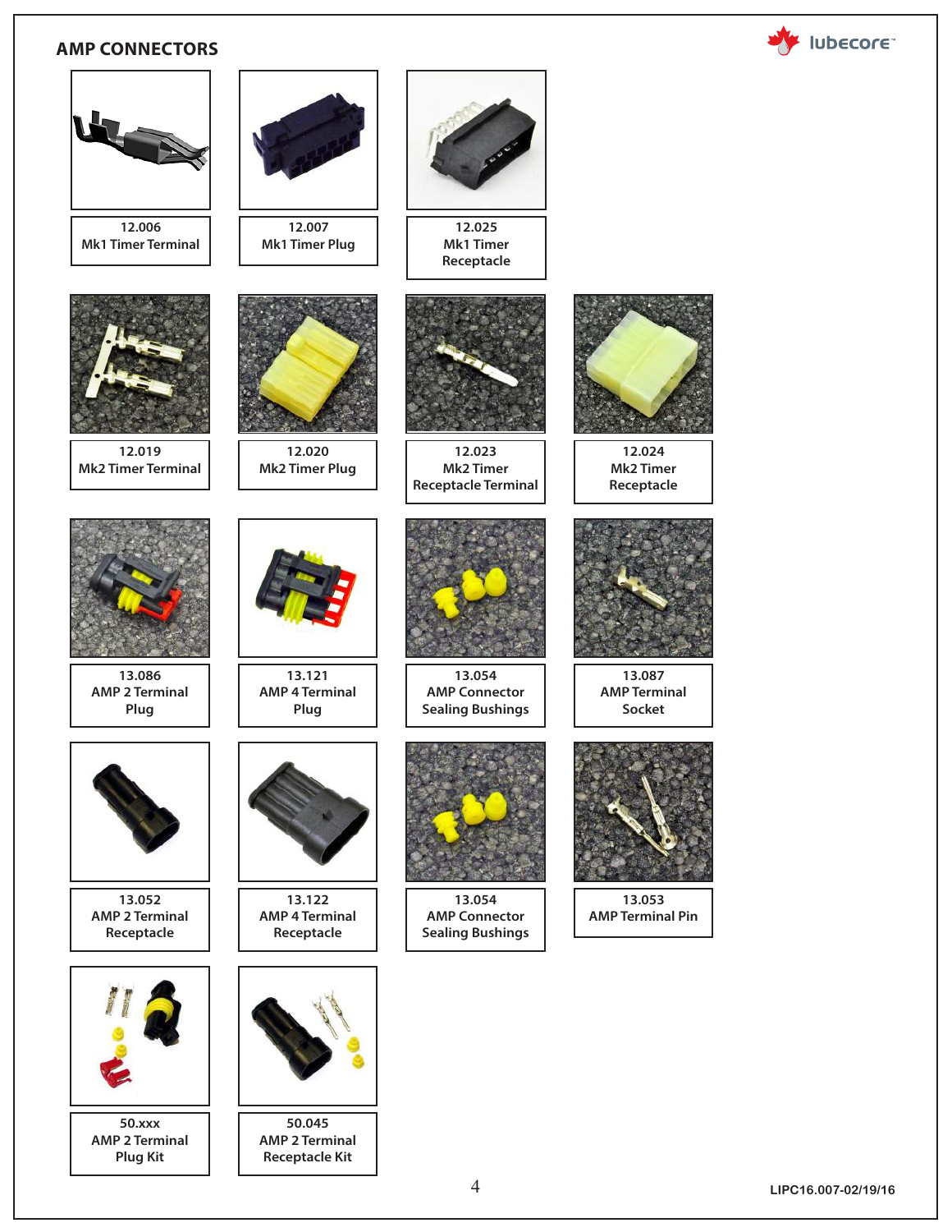## AMP CONNECTORS

| Part No. | Description |
|---|---|
| 12.006 | Mk1 Timer Terminal |
| 12.007 | Mk1 Timer Plug |
| 12.025 | Mk1 Timer Receptacle |
| 12.019 | Mk2 Timer Terminal |
| 12.020 | Mk2 Timer Plug |
| 12.023 | Mk2 Timer Receptacle Terminal |
| 12.024 | Mk2 Timer Receptacle |
| 13.086 | AMP 2 Terminal Plug |
| 13.121 | AMP 4 Terminal Plug |
| 13.054 | AMP Connector Sealing Bushings |
| 13.087 | AMP Terminal Socket |
| 13.052 | AMP 2 Terminal Receptacle |
| 13.122 | AMP 4 Terminal Receptacle |
| 13.054 | AMP Connector Sealing Bushings |
| 13.053 | AMP Terminal Pin |
| 50.xxx | AMP 2 Terminal Plug Kit |
| 50.045 | AMP 2 Terminal Receptacle Kit |

LIPC16.007-02/19/16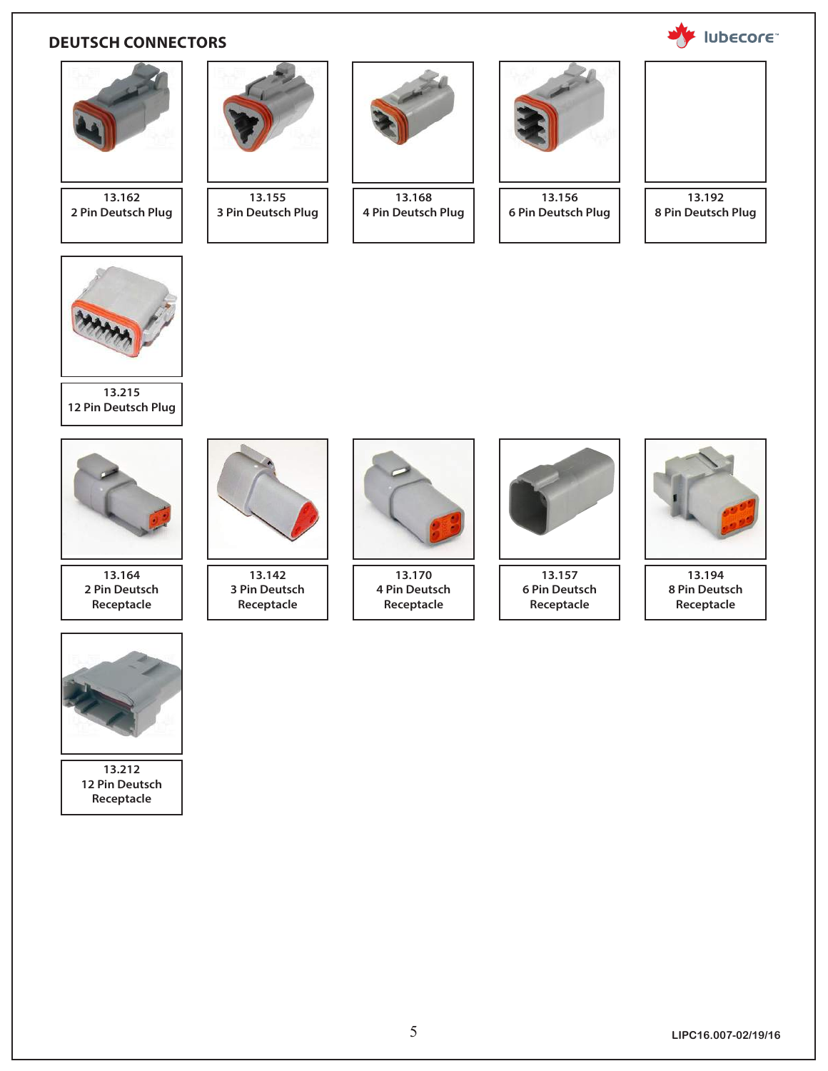## DEUTSCH CONNECTORS

| | | | | |
|---|---|---|---|---|
| 13.162<br>2 Pin Deutsch Plug | 13.155<br>3 Pin Deutsch Plug | 13.168<br>4 Pin Deutsch Plug | 13.156<br>6 Pin Deutsch Plug | 13.192<br>8 Pin Deutsch Plug |
| 13.215<br>12 Pin Deutsch Plug | | | | |
| 13.164<br>2 Pin Deutsch Receptacle | 13.142<br>3 Pin Deutsch Receptacle | 13.170<br>4 Pin Deutsch Receptacle | 13.157<br>6 Pin Deutsch Receptacle | 13.194<br>8 Pin Deutsch Receptacle |
| 13.212<br>12 Pin Deutsch Receptacle | | | | |

LIPC16.007-02/19/16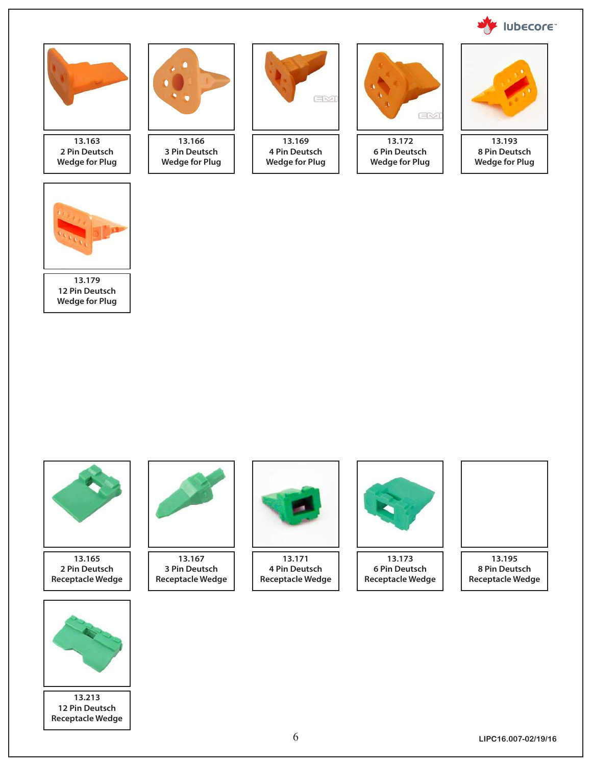13.163
2 Pin Deutsch
Wedge for Plug

13.166
3 Pin Deutsch
Wedge for Plug

13.169
4 Pin Deutsch
Wedge for Plug

13.172
6 Pin Deutsch
Wedge for Plug

13.193
8 Pin Deutsch
Wedge for Plug

13.179
12 Pin Deutsch
Wedge for Plug

13.165
2 Pin Deutsch
Receptacle Wedge

13.167
3 Pin Deutsch
Receptacle Wedge

13.171
4 Pin Deutsch
Receptacle Wedge

13.173
6 Pin Deutsch
Receptacle Wedge

13.195
8 Pin Deutsch
Receptacle Wedge

13.213
12 Pin Deutsch
Receptacle Wedge

LIPC16.007-02/19/16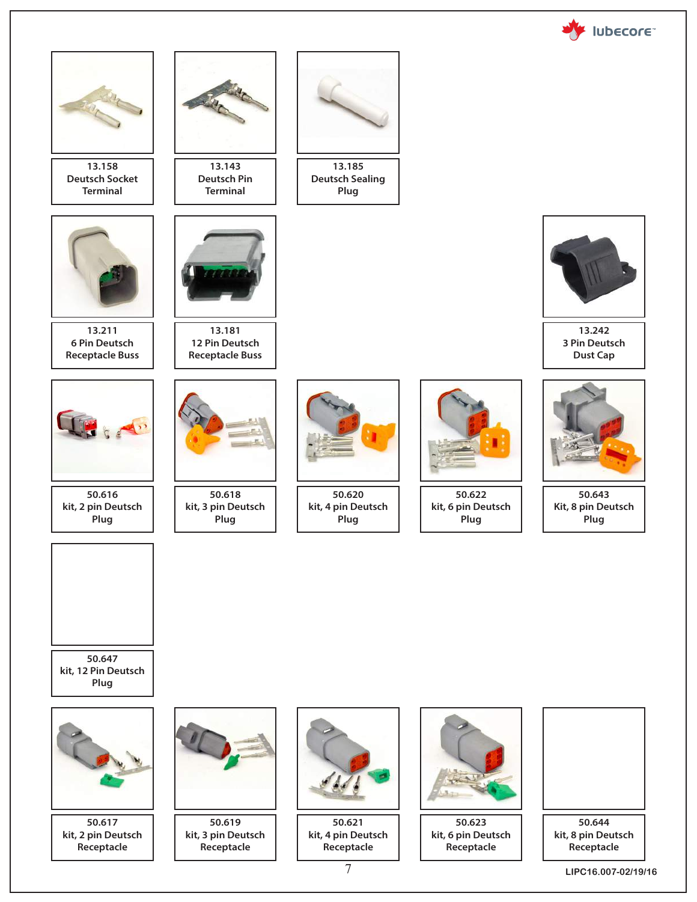13.158
Deutsch Socket Terminal

13.143
Deutsch Pin Terminal

13.185
Deutsch Sealing Plug

13.211
6 Pin Deutsch Receptacle Buss

13.181
12 Pin Deutsch Receptacle Buss

13.242
3 Pin Deutsch Dust Cap

50.616
kit, 2 pin Deutsch Plug

50.618
kit, 3 pin Deutsch Plug

50.620
kit, 4 pin Deutsch Plug

50.622
kit, 6 pin Deutsch Plug

50.643
Kit, 8 pin Deutsch Plug

50.647
kit, 12 Pin Deutsch Plug

50.617
kit, 2 pin Deutsch Receptacle

50.619
kit, 3 pin Deutsch Receptacle

50.621
kit, 4 pin Deutsch Receptacle

50.623
kit, 6 pin Deutsch Receptacle

50.644
kit, 8 pin Deutsch Receptacle

LIPC16.007-02/19/16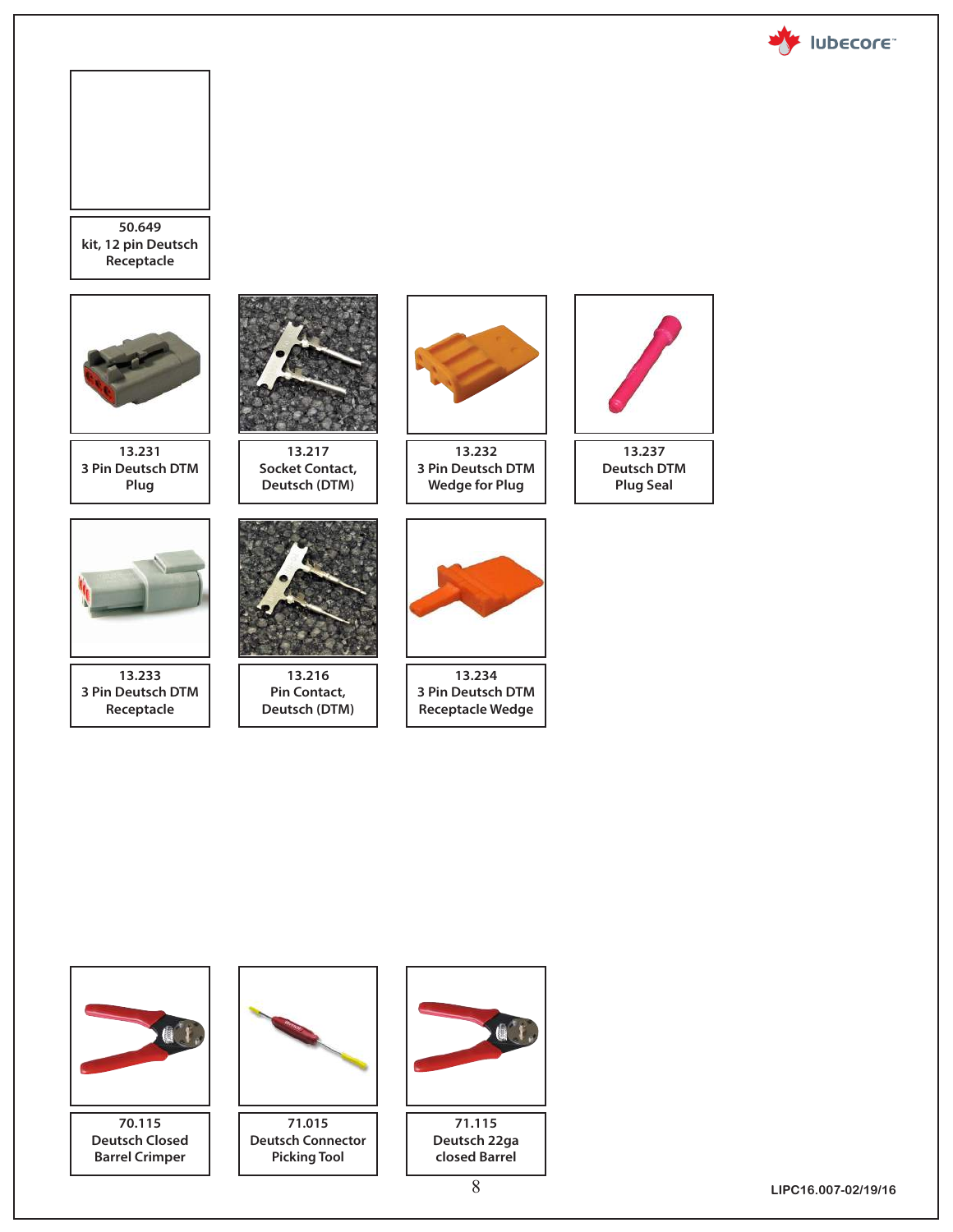50.649
kit, 12 pin Deutsch Receptacle

13.231
3 Pin Deutsch DTM Plug

13.217
Socket Contact, Deutsch (DTM)

13.232
3 Pin Deutsch DTM Wedge for Plug

13.237
Deutsch DTM Plug Seal

13.233
3 Pin Deutsch DTM Receptacle

13.216
Pin Contact, Deutsch (DTM)

13.234
3 Pin Deutsch DTM Receptacle Wedge

70.115
Deutsch Closed Barrel Crimper

71.015
Deutsch Connector Picking Tool

71.115
Deutsch 22ga closed Barrel

LIPC16.007-02/19/16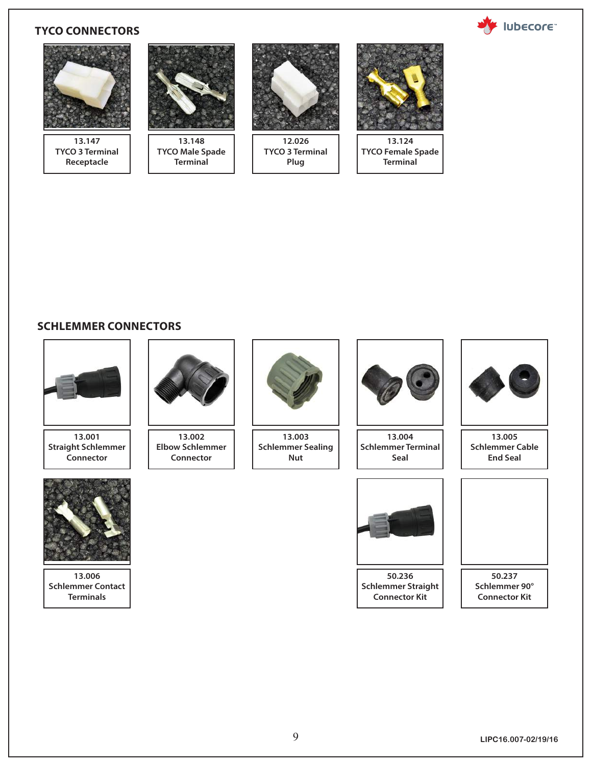## TYCO CONNECTORS

| 13.147 TYCO 3 Terminal Receptacle | 13.148 TYCO Male Spade Terminal | 12.026 TYCO 3 Terminal Plug | 13.124 TYCO Female Spade Terminal |
|---|---|---|---|

## SCHLEMMER CONNECTORS

| 13.001 Straight Schlemmer Connector | 13.002 Elbow Schlemmer Connector | 13.003 Schlemmer Sealing Nut | 13.004 Schlemmer Terminal Seal | 13.005 Schlemmer Cable End Seal |
|---|---|---|---|---|
| 13.006 Schlemmer Contact Terminals | | | 50.236 Schlemmer Straight Connector Kit | 50.237 Schlemmer 90° Connector Kit |

LIPC16.007-02/19/16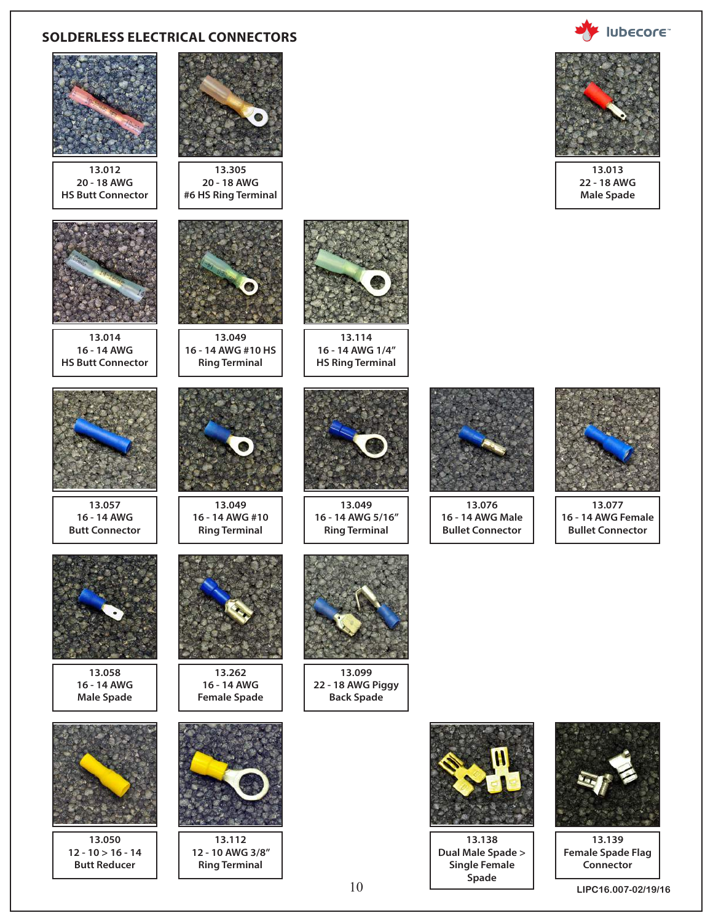## SOLDERLESS ELECTRICAL CONNECTORS

lubecore

13.012
20 - 18 AWG
HS Butt Connector

13.305
20 - 18 AWG
#6 HS Ring Terminal

13.013
22 - 18 AWG
Male Spade

13.014
16 - 14 AWG
HS Butt Connector

13.049
16 - 14 AWG #10 HS
Ring Terminal

13.114
16 - 14 AWG 1/4"
HS Ring Terminal

13.057
16 - 14 AWG
Butt Connector

13.049
16 - 14 AWG #10
Ring Terminal

13.049
16 - 14 AWG 5/16"
Ring Terminal

13.076
16 - 14 AWG Male
Bullet Connector

13.077
16 - 14 AWG Female
Bullet Connector

13.058
16 - 14 AWG
Male Spade

13.262
16 - 14 AWG
Female Spade

13.099
22 - 18 AWG Piggy
Back Spade

13.050
12 - 10 > 16 - 14
Butt Reducer

13.112
12 - 10 AWG 3/8"
Ring Terminal

13.138
Dual Male Spade >
Single Female
Spade

13.139
Female Spade Flag
Connector

LIPC16.007-02/19/16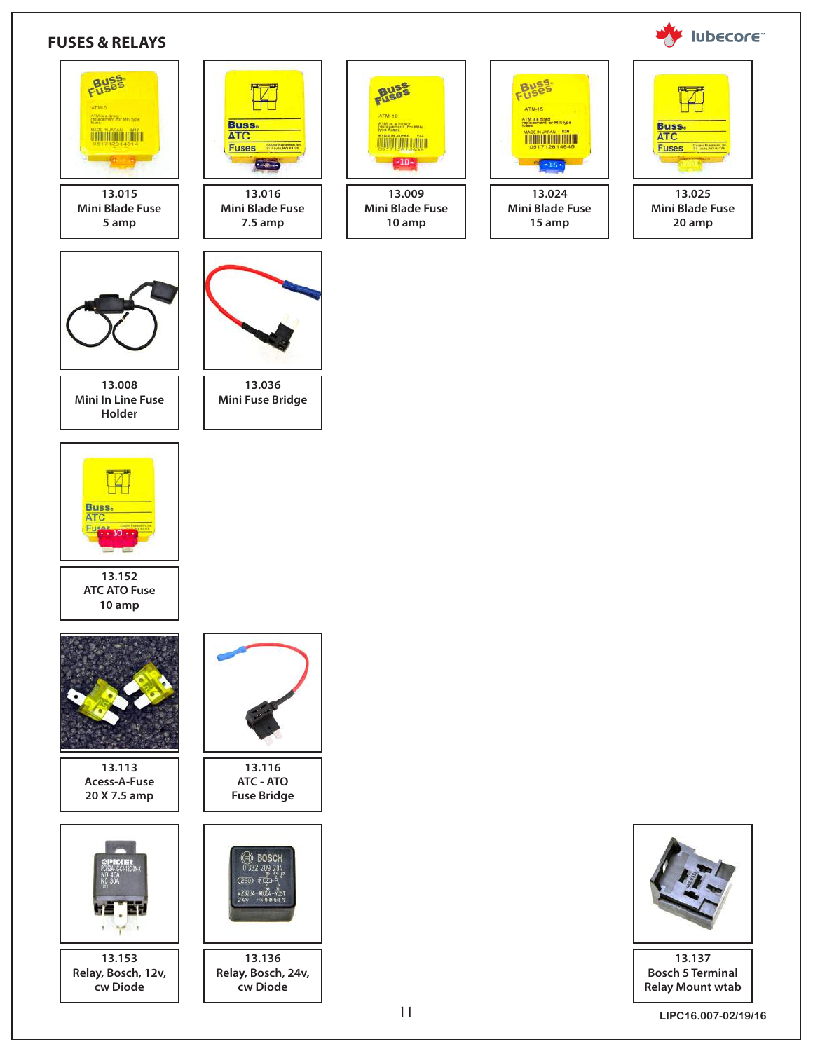## FUSES & RELAYS

13.015
Mini Blade Fuse
5 amp

13.016
Mini Blade Fuse
7.5 amp

13.009
Mini Blade Fuse
10 amp

13.024
Mini Blade Fuse
15 amp

13.025
Mini Blade Fuse
20 amp

13.008
Mini In Line Fuse
Holder

13.036
Mini Fuse Bridge

13.152
ATC ATO Fuse
10 amp

13.113
Acess-A-Fuse
20 X 7.5 amp

13.116
ATC - ATO
Fuse Bridge

13.153
Relay, Bosch, 12v,
cw Diode

13.136
Relay, Bosch, 24v,
cw Diode

13.137
Bosch 5 Terminal
Relay Mount wtab

LIPC16.007-02/19/16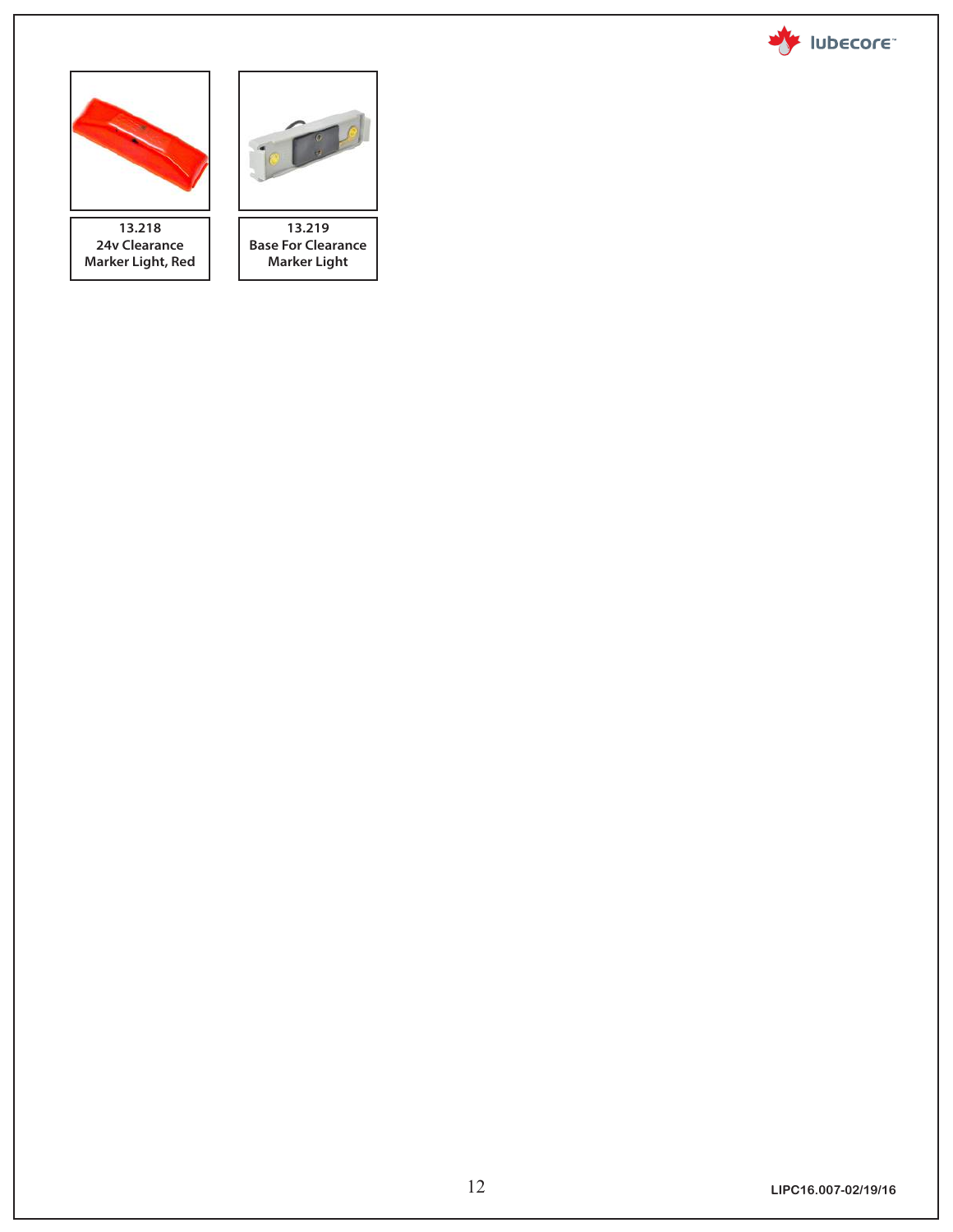**13.218**
**24v Clearance Marker Light, Red**

**13.219**
**Base For Clearance Marker Light**

LIPC16.007-02/19/16